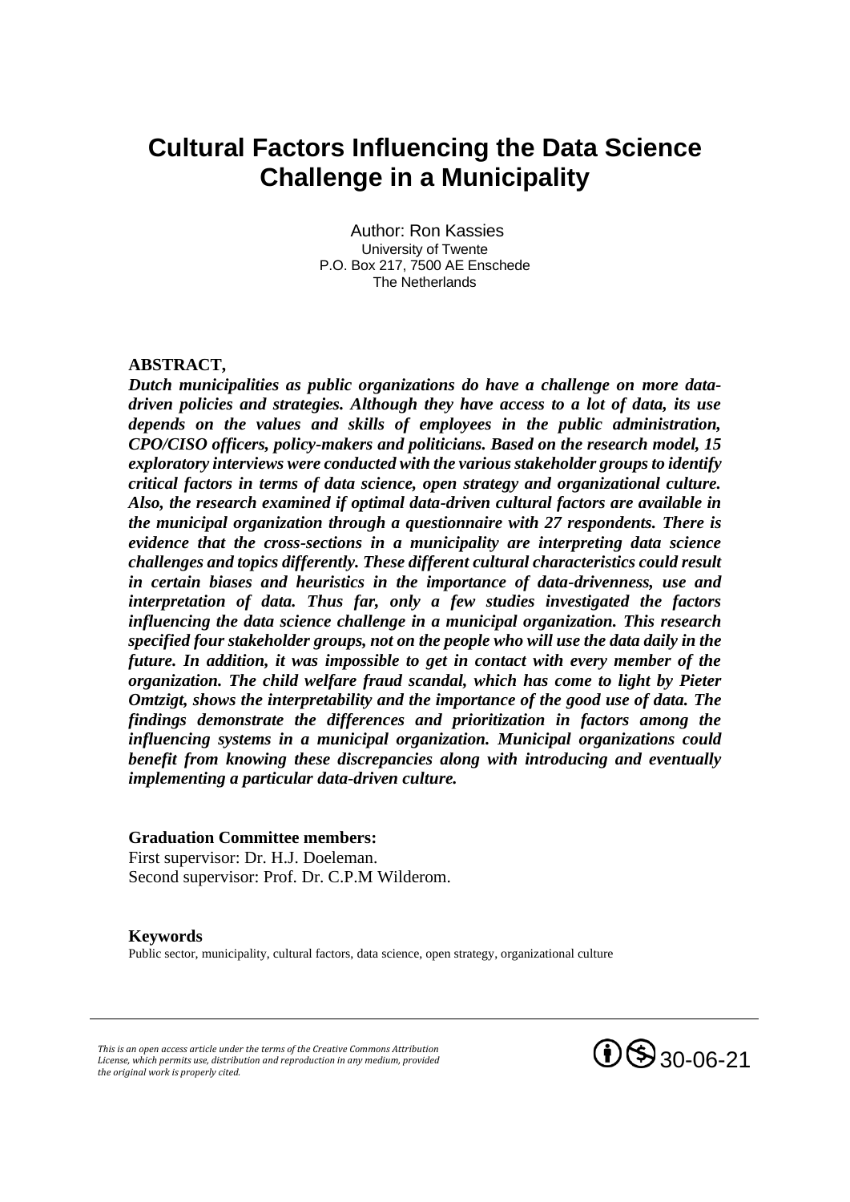# Cultural Factors Influencing the Data Science Challenge in a Municipality

Author: Ron Kassies
University of Twente
P.O. Box 217, 7500 AE Enschede
The Netherlands

**ABSTRACT,**

***Dutch municipalities as public organizations do have a challenge on more data-driven policies and strategies. Although they have access to a lot of data, its use depends on the values and skills of employees in the public administration, CPO/CISO officers, policy-makers and politicians. Based on the research model, 15 exploratory interviews were conducted with the various stakeholder groups to identify critical factors in terms of data science, open strategy and organizational culture. Also, the research examined if optimal data-driven cultural factors are available in the municipal organization through a questionnaire with 27 respondents. There is evidence that the cross-sections in a municipality are interpreting data science challenges and topics differently. These different cultural characteristics could result in certain biases and heuristics in the importance of data-drivenness, use and interpretation of data. Thus far, only a few studies investigated the factors influencing the data science challenge in a municipal organization. This research specified four stakeholder groups, not on the people who will use the data daily in the future. In addition, it was impossible to get in contact with every member of the organization. The child welfare fraud scandal, which has come to light by Pieter Omtzigt, shows the interpretability and the importance of the good use of data. The findings demonstrate the differences and prioritization in factors among the influencing systems in a municipal organization. Municipal organizations could benefit from knowing these discrepancies along with introducing and eventually implementing a particular data-driven culture.***

**Graduation Committee members:**
First supervisor: Dr. H.J. Doeleman.
Second supervisor: Prof. Dr. C.P.M Wilderom.

**Keywords**
Public sector, municipality, cultural factors, data science, open strategy, organizational culture

*This is an open access article under the terms of the Creative Commons Attribution License, which permits use, distribution and reproduction in any medium, provided the original work is properly cited.*

30-06-21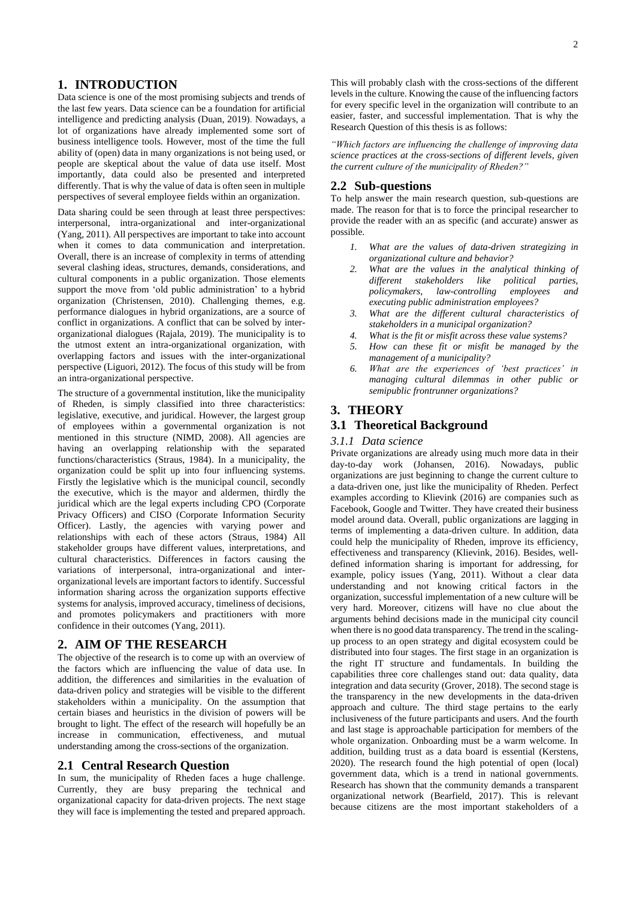# 1. INTRODUCTION

Data science is one of the most promising subjects and trends of the last few years. Data science can be a foundation for artificial intelligence and predicting analysis (Duan, 2019). Nowadays, a lot of organizations have already implemented some sort of business intelligence tools. However, most of the time the full ability of (open) data in many organizations is not being used, or people are skeptical about the value of data use itself. Most importantly, data could also be presented and interpreted differently. That is why the value of data is often seen in multiple perspectives of several employee fields within an organization.

Data sharing could be seen through at least three perspectives: interpersonal, intra-organizational and inter-organizational (Yang, 2011). All perspectives are important to take into account when it comes to data communication and interpretation. Overall, there is an increase of complexity in terms of attending several clashing ideas, structures, demands, considerations, and cultural components in a public organization. Those elements support the move from 'old public administration' to a hybrid organization (Christensen, 2010). Challenging themes, e.g. performance dialogues in hybrid organizations, are a source of conflict in organizations. A conflict that can be solved by inter-organizational dialogues (Rajala, 2019). The municipality is to the utmost extent an intra-organizational organization, with overlapping factors and issues with the inter-organizational perspective (Liguori, 2012). The focus of this study will be from an intra-organizational perspective.

The structure of a governmental institution, like the municipality of Rheden, is simply classified into three characteristics: legislative, executive, and juridical. However, the largest group of employees within a governmental organization is not mentioned in this structure (NIMD, 2008). All agencies are having an overlapping relationship with the separated functions/characteristics (Straus, 1984). In a municipality, the organization could be split up into four influencing systems. Firstly the legislative which is the municipal council, secondly the executive, which is the mayor and aldermen, thirdly the juridical which are the legal experts including CPO (Corporate Privacy Officers) and CISO (Corporate Information Security Officer). Lastly, the agencies with varying power and relationships with each of these actors (Straus, 1984) All stakeholder groups have different values, interpretations, and cultural characteristics. Differences in factors causing the variations of interpersonal, intra-organizational and inter-organizational levels are important factors to identify. Successful information sharing across the organization supports effective systems for analysis, improved accuracy, timeliness of decisions, and promotes policymakers and practitioners with more confidence in their outcomes (Yang, 2011).

# 2. AIM OF THE RESEARCH

The objective of the research is to come up with an overview of the factors which are influencing the value of data use. In addition, the differences and similarities in the evaluation of data-driven policy and strategies will be visible to the different stakeholders within a municipality. On the assumption that certain biases and heuristics in the division of powers will be brought to light. The effect of the research will hopefully be an increase in communication, effectiveness, and mutual understanding among the cross-sections of the organization.

## 2.1 Central Research Question

In sum, the municipality of Rheden faces a huge challenge. Currently, they are busy preparing the technical and organizational capacity for data-driven projects. The next stage they will face is implementing the tested and prepared approach. This will probably clash with the cross-sections of the different levels in the culture. Knowing the cause of the influencing factors for every specific level in the organization will contribute to an easier, faster, and successful implementation. That is why the Research Question of this thesis is as follows:

*"Which factors are influencing the challenge of improving data science practices at the cross-sections of different levels, given the current culture of the municipality of Rheden?"*

## 2.2 Sub-questions

To help answer the main research question, sub-questions are made. The reason for that is to force the principal researcher to provide the reader with an as specific (and accurate) answer as possible.

1. *What are the values of data-driven strategizing in organizational culture and behavior?*
2. *What are the values in the analytical thinking of different stakeholders like political parties, policymakers, law-controlling employees and executing public administration employees?*
3. *What are the different cultural characteristics of stakeholders in a municipal organization?*
4. *What is the fit or misfit across these value systems?*
5. *How can these fit or misfit be managed by the management of a municipality?*
6. *What are the experiences of 'best practices' in managing cultural dilemmas in other public or semipublic frontrunner organizations?*

# 3. THEORY

## 3.1 Theoretical Background

### *3.1.1 Data science*

Private organizations are already using much more data in their day-to-day work (Johansen, 2016). Nowadays, public organizations are just beginning to change the current culture to a data-driven one, just like the municipality of Rheden. Perfect examples according to Klievink (2016) are companies such as Facebook, Google and Twitter. They have created their business model around data. Overall, public organizations are lagging in terms of implementing a data-driven culture. In addition, data could help the municipality of Rheden, improve its efficiency, effectiveness and transparency (Klievink, 2016). Besides, well-defined information sharing is important for addressing, for example, policy issues (Yang, 2011). Without a clear data understanding and not knowing critical factors in the organization, successful implementation of a new culture will be very hard. Moreover, citizens will have no clue about the arguments behind decisions made in the municipal city council when there is no good data transparency. The trend in the scaling-up process to an open strategy and digital ecosystem could be distributed into four stages. The first stage in an organization is the right IT structure and fundamentals. In building the capabilities three core challenges stand out: data quality, data integration and data security (Grover, 2018). The second stage is the transparency in the new developments in the data-driven approach and culture. The third stage pertains to the early inclusiveness of the future participants and users. And the fourth and last stage is approachable participation for members of the whole organization. Onboarding must be a warm welcome. In addition, building trust as a data board is essential (Kerstens, 2020). The research found the high potential of open (local) government data, which is a trend in national governments. Research has shown that the community demands a transparent organizational network (Bearfield, 2017). This is relevant because citizens are the most important stakeholders of a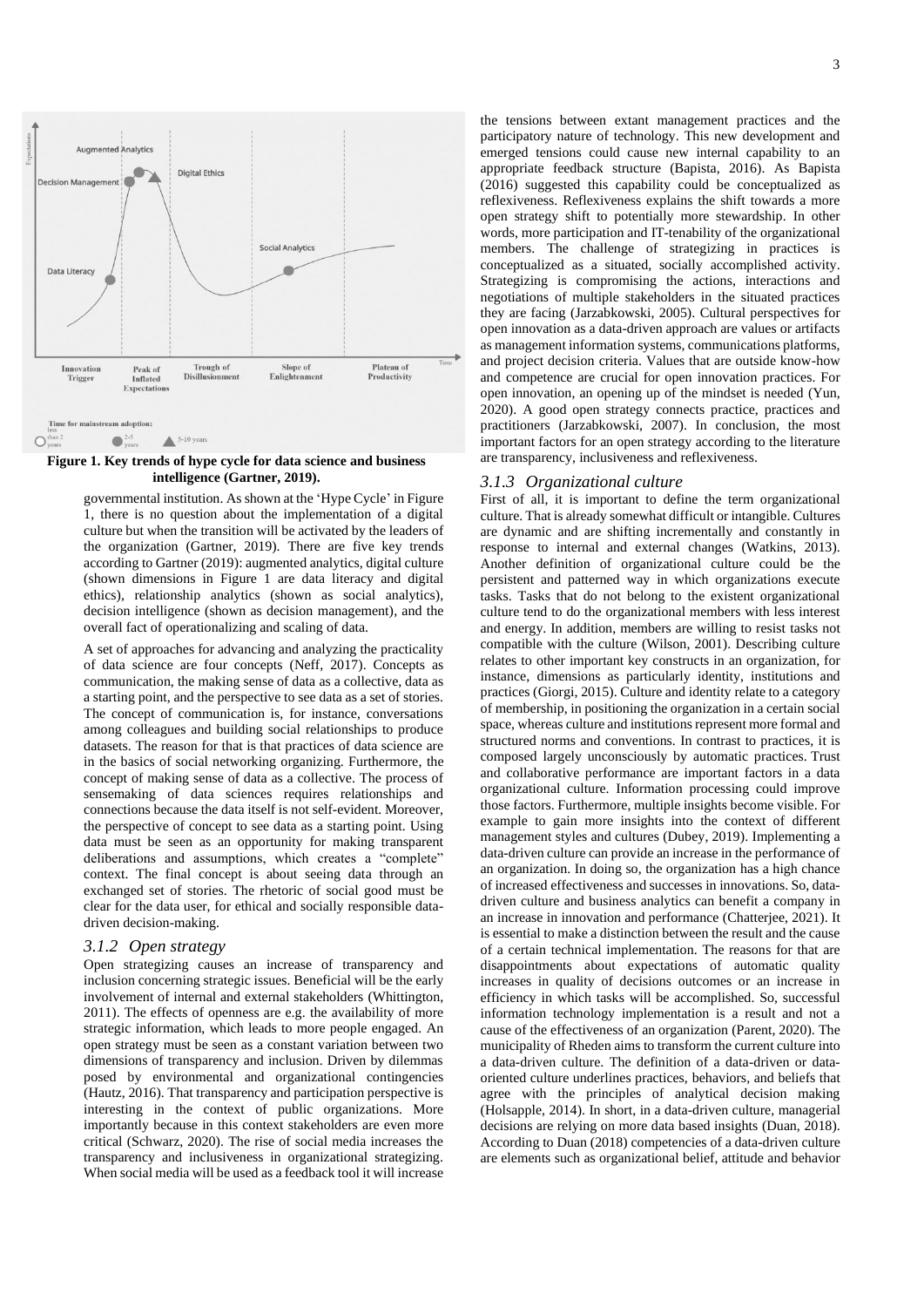**Figure 1. Key trends of hype cycle for data science and business intelligence (Gartner, 2019).**

governmental institution. As shown at the 'Hype Cycle' in Figure 1, there is no question about the implementation of a digital culture but when the transition will be activated by the leaders of the organization (Gartner, 2019). There are five key trends according to Gartner (2019): augmented analytics, digital culture (shown dimensions in Figure 1 are data literacy and digital ethics), relationship analytics (shown as social analytics), decision intelligence (shown as decision management), and the overall fact of operationalizing and scaling of data.

A set of approaches for advancing and analyzing the practicality of data science are four concepts (Neff, 2017). Concepts as communication, the making sense of data as a collective, data as a starting point, and the perspective to see data as a set of stories. The concept of communication is, for instance, conversations among colleagues and building social relationships to produce datasets. The reason for that is that practices of data science are in the basics of social networking organizing. Furthermore, the concept of making sense of data as a collective. The process of sensemaking of data sciences requires relationships and connections because the data itself is not self-evident. Moreover, the perspective of concept to see data as a starting point. Using data must be seen as an opportunity for making transparent deliberations and assumptions, which creates a "complete" context. The final concept is about seeing data through an exchanged set of stories. The rhetoric of social good must be clear for the data user, for ethical and socially responsible data-driven decision-making.

### *3.1.2 Open strategy*

Open strategizing causes an increase of transparency and inclusion concerning strategic issues. Beneficial will be the early involvement of internal and external stakeholders (Whittington, 2011). The effects of openness are e.g. the availability of more strategic information, which leads to more people engaged. An open strategy must be seen as a constant variation between two dimensions of transparency and inclusion. Driven by dilemmas posed by environmental and organizational contingencies (Hautz, 2016). That transparency and participation perspective is interesting in the context of public organizations. More importantly because in this context stakeholders are even more critical (Schwarz, 2020). The rise of social media increases the transparency and inclusiveness in organizational strategizing. When social media will be used as a feedback tool it will increase the tensions between extant management practices and the participatory nature of technology. This new development and emerged tensions could cause new internal capability to an appropriate feedback structure (Bapista, 2016). As Bapista (2016) suggested this capability could be conceptualized as reflexiveness. Reflexiveness explains the shift towards a more open strategy shift to potentially more stewardship. In other words, more participation and IT-tenability of the organizational members. The challenge of strategizing in practices is conceptualized as a situated, socially accomplished activity. Strategizing is compromising the actions, interactions and negotiations of multiple stakeholders in the situated practices they are facing (Jarzabkowski, 2005). Cultural perspectives for open innovation as a data-driven approach are values or artifacts as management information systems, communications platforms, and project decision criteria. Values that are outside know-how and competence are crucial for open innovation practices. For open innovation, an opening up of the mindset is needed (Yun, 2020). A good open strategy connects practice, practices and practitioners (Jarzabkowski, 2007). In conclusion, the most important factors for an open strategy according to the literature are transparency, inclusiveness and reflexiveness.

### *3.1.3 Organizational culture*

First of all, it is important to define the term organizational culture. That is already somewhat difficult or intangible. Cultures are dynamic and are shifting incrementally and constantly in response to internal and external changes (Watkins, 2013). Another definition of organizational culture could be the persistent and patterned way in which organizations execute tasks. Tasks that do not belong to the existent organizational culture tend to do the organizational members with less interest and energy. In addition, members are willing to resist tasks not compatible with the culture (Wilson, 2001). Describing culture relates to other important key constructs in an organization, for instance, dimensions as particularly identity, institutions and practices (Giorgi, 2015). Culture and identity relate to a category of membership, in positioning the organization in a certain social space, whereas culture and institutions represent more formal and structured norms and conventions. In contrast to practices, it is composed largely unconsciously by automatic practices. Trust and collaborative performance are important factors in a data organizational culture. Information processing could improve those factors. Furthermore, multiple insights become visible. For example to gain more insights into the context of different management styles and cultures (Dubey, 2019). Implementing a data-driven culture can provide an increase in the performance of an organization. In doing so, the organization has a high chance of increased effectiveness and successes in innovations. So, data-driven culture and business analytics can benefit a company in an increase in innovation and performance (Chatterjee, 2021). It is essential to make a distinction between the result and the cause of a certain technical implementation. The reasons for that are disappointments about expectations of automatic quality increases in quality of decisions outcomes or an increase in efficiency in which tasks will be accomplished. So, successful information technology implementation is a result and not a cause of the effectiveness of an organization (Parent, 2020). The municipality of Rheden aims to transform the current culture into a data-driven culture. The definition of a data-driven or data-oriented culture underlines practices, behaviors, and beliefs that agree with the principles of analytical decision making (Holsapple, 2014). In short, in a data-driven culture, managerial decisions are relying on more data based insights (Duan, 2018). According to Duan (2018) competencies of a data-driven culture are elements such as organizational belief, attitude and behavior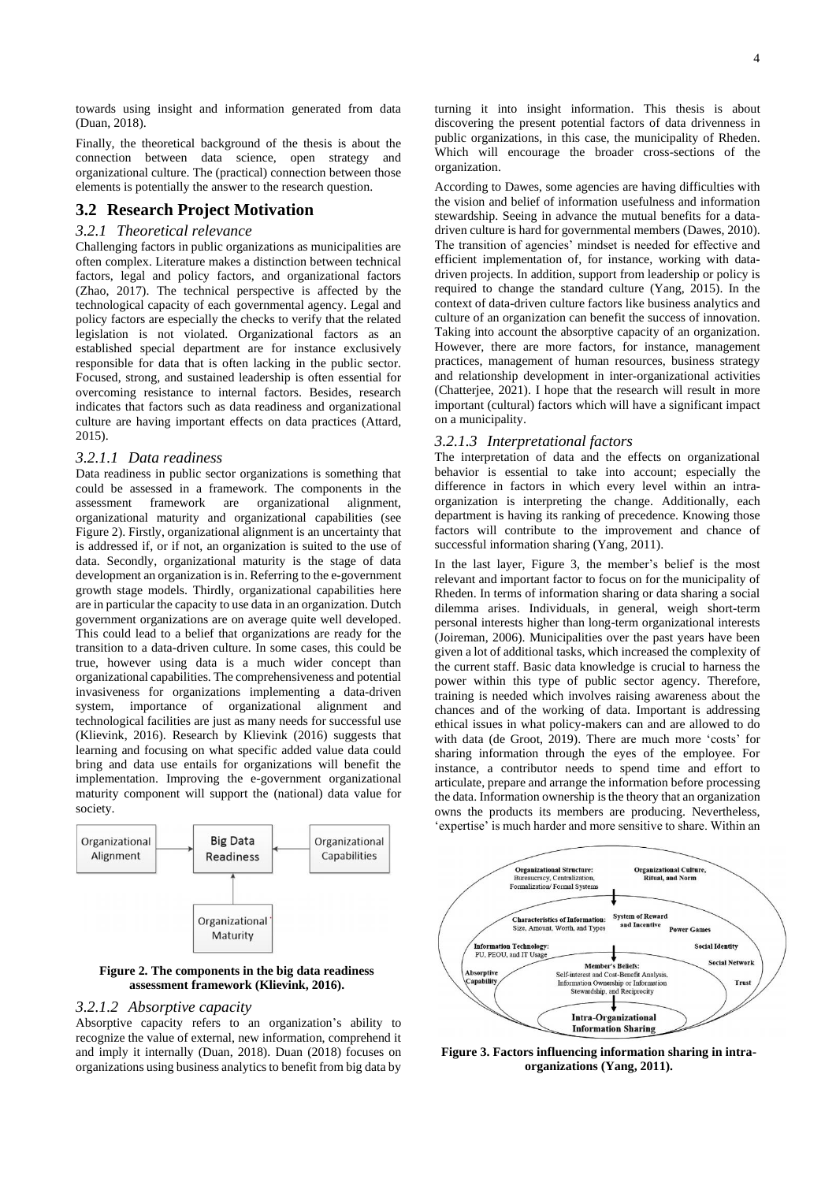towards using insight and information generated from data (Duan, 2018).

Finally, the theoretical background of the thesis is about the connection between data science, open strategy and organizational culture. The (practical) connection between those elements is potentially the answer to the research question.

## 3.2 Research Project Motivation

### *3.2.1 Theoretical relevance*

Challenging factors in public organizations as municipalities are often complex. Literature makes a distinction between technical factors, legal and policy factors, and organizational factors (Zhao, 2017). The technical perspective is affected by the technological capacity of each governmental agency. Legal and policy factors are especially the checks to verify that the related legislation is not violated. Organizational factors as an established special department are for instance exclusively responsible for data that is often lacking in the public sector. Focused, strong, and sustained leadership is often essential for overcoming resistance to internal factors. Besides, research indicates that factors such as data readiness and organizational culture are having important effects on data practices (Attard, 2015).

#### *3.2.1.1 Data readiness*

Data readiness in public sector organizations is something that could be assessed in a framework. The components in the assessment framework are organizational alignment, organizational maturity and organizational capabilities (see Figure 2). Firstly, organizational alignment is an uncertainty that is addressed if, or if not, an organization is suited to the use of data. Secondly, organizational maturity is the stage of data development an organization is in. Referring to the e-government growth stage models. Thirdly, organizational capabilities here are in particular the capacity to use data in an organization. Dutch government organizations are on average quite well developed. This could lead to a belief that organizations are ready for the transition to a data-driven culture. In some cases, this could be true, however using data is a much wider concept than organizational capabilities. The comprehensiveness and potential invasiveness for organizations implementing a data-driven system, importance of organizational alignment and technological facilities are just as many needs for successful use (Klievink, 2016). Research by Klievink (2016) suggests that learning and focusing on what specific added value data could bring and data use entails for organizations will benefit the implementation. Improving the e-government organizational maturity component will support the (national) data value for society.

**Figure 2. The components in the big data readiness assessment framework (Klievink, 2016).**

#### *3.2.1.2 Absorptive capacity*

Absorptive capacity refers to an organization's ability to recognize the value of external, new information, comprehend it and imply it internally (Duan, 2018). Duan (2018) focuses on organizations using business analytics to benefit from big data by turning it into insight information. This thesis is about discovering the present potential factors of data drivenness in public organizations, in this case, the municipality of Rheden. Which will encourage the broader cross-sections of the organization.

According to Dawes, some agencies are having difficulties with the vision and belief of information usefulness and information stewardship. Seeing in advance the mutual benefits for a data-driven culture is hard for governmental members (Dawes, 2010). The transition of agencies' mindset is needed for effective and efficient implementation of, for instance, working with data-driven projects. In addition, support from leadership or policy is required to change the standard culture (Yang, 2015). In the context of data-driven culture factors like business analytics and culture of an organization can benefit the success of innovation. Taking into account the absorptive capacity of an organization. However, there are more factors, for instance, management practices, management of human resources, business strategy and relationship development in inter-organizational activities (Chatterjee, 2021). I hope that the research will result in more important (cultural) factors which will have a significant impact on a municipality.

#### *3.2.1.3 Interpretational factors*

The interpretation of data and the effects on organizational behavior is essential to take into account; especially the difference in factors in which every level within an intra-organization is interpreting the change. Additionally, each department is having its ranking of precedence. Knowing those factors will contribute to the improvement and chance of successful information sharing (Yang, 2011).

In the last layer, Figure 3, the member's belief is the most relevant and important factor to focus on for the municipality of Rheden. In terms of information sharing or data sharing a social dilemma arises. Individuals, in general, weigh short-term personal interests higher than long-term organizational interests (Joireman, 2006). Municipalities over the past years have been given a lot of additional tasks, which increased the complexity of the current staff. Basic data knowledge is crucial to harness the power within this type of public sector agency. Therefore, training is needed which involves raising awareness about the chances and of the working of data. Important is addressing ethical issues in what policy-makers can and are allowed to do with data (de Groot, 2019). There are much more 'costs' for sharing information through the eyes of the employee. For instance, a contributor needs to spend time and effort to articulate, prepare and arrange the information before processing the data. Information ownership is the theory that an organization owns the products its members are producing. Nevertheless, 'expertise' is much harder and more sensitive to share. Within an

**Figure 3. Factors influencing information sharing in intra-organizations (Yang, 2011).**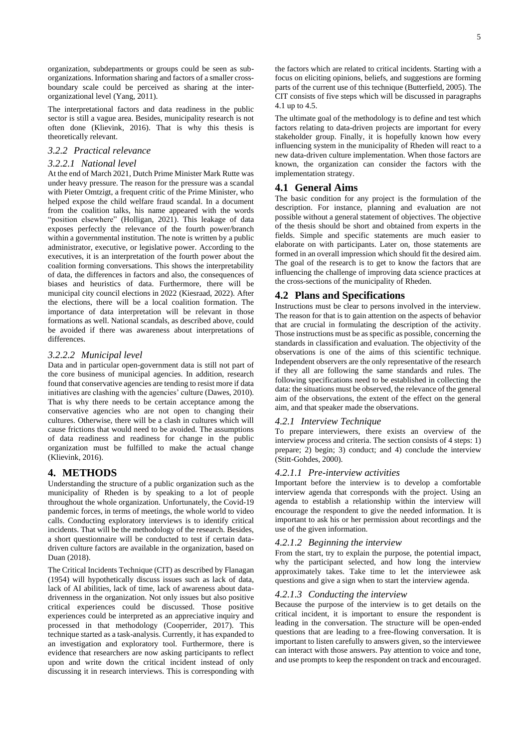organization, subdepartments or groups could be seen as sub-organizations. Information sharing and factors of a smaller cross-boundary scale could be perceived as sharing at the inter-organizational level (Yang, 2011).

The interpretational factors and data readiness in the public sector is still a vague area. Besides, municipality research is not often done (Klievink, 2016). That is why this thesis is theoretically relevant.

#### *3.2.2 Practical relevance*

##### *3.2.2.1 National level*

At the end of March 2021, Dutch Prime Minister Mark Rutte was under heavy pressure. The reason for the pressure was a scandal with Pieter Omtzigt, a frequent critic of the Prime Minister, who helped expose the child welfare fraud scandal. In a document from the coalition talks, his name appeared with the words "position elsewhere" (Holligan, 2021). This leakage of data exposes perfectly the relevance of the fourth power/branch within a governmental institution. The note is written by a public administrator, executive, or legislative power. According to the executives, it is an interpretation of the fourth power about the coalition forming conversations. This shows the interpretability of data, the differences in factors and also, the consequences of biases and heuristics of data. Furthermore, there will be municipal city council elections in 2022 (Kiesraad, 2022). After the elections, there will be a local coalition formation. The importance of data interpretation will be relevant in those formations as well. National scandals, as described above, could be avoided if there was awareness about interpretations of differences.

##### *3.2.2.2 Municipal level*

Data and in particular open-government data is still not part of the core business of municipal agencies. In addition, research found that conservative agencies are tending to resist more if data initiatives are clashing with the agencies' culture (Dawes, 2010). That is why there needs to be certain acceptance among the conservative agencies who are not open to changing their cultures. Otherwise, there will be a clash in cultures which will cause frictions that would need to be avoided. The assumptions of data readiness and readiness for change in the public organization must be fulfilled to make the actual change (Klievink, 2016).

## 4. METHODS

Understanding the structure of a public organization such as the municipality of Rheden is by speaking to a lot of people throughout the whole organization. Unfortunately, the Covid-19 pandemic forces, in terms of meetings, the whole world to video calls. Conducting exploratory interviews is to identify critical incidents. That will be the methodology of the research. Besides, a short questionnaire will be conducted to test if certain data-driven culture factors are available in the organization, based on Duan (2018).

The Critical Incidents Technique (CIT) as described by Flanagan (1954) will hypothetically discuss issues such as lack of data, lack of AI abilities, lack of time, lack of awareness about data-drivenness in the organization. Not only issues but also positive critical experiences could be discussed. Those positive experiences could be interpreted as an appreciative inquiry and processed in that methodology (Cooperrider, 2017). This technique started as a task-analysis. Currently, it has expanded to an investigation and exploratory tool. Furthermore, there is evidence that researchers are now asking participants to reflect upon and write down the critical incident instead of only discussing it in research interviews. This is corresponding with the factors which are related to critical incidents. Starting with a focus on eliciting opinions, beliefs, and suggestions are forming parts of the current use of this technique (Butterfield, 2005). The CIT consists of five steps which will be discussed in paragraphs 4.1 up to 4.5.

The ultimate goal of the methodology is to define and test which factors relating to data-driven projects are important for every stakeholder group. Finally, it is hopefully known how every influencing system in the municipality of Rheden will react to a new data-driven culture implementation. When those factors are known, the organization can consider the factors with the implementation strategy.

### 4.1 General Aims

The basic condition for any project is the formulation of the description. For instance, planning and evaluation are not possible without a general statement of objectives. The objective of the thesis should be short and obtained from experts in the fields. Simple and specific statements are much easier to elaborate on with participants. Later on, those statements are formed in an overall impression which should fit the desired aim. The goal of the research is to get to know the factors that are influencing the challenge of improving data science practices at the cross-sections of the municipality of Rheden.

### 4.2 Plans and Specifications

Instructions must be clear to persons involved in the interview. The reason for that is to gain attention on the aspects of behavior that are crucial in formulating the description of the activity. Those instructions must be as specific as possible, concerning the standards in classification and evaluation. The objectivity of the observations is one of the aims of this scientific technique. Independent observers are the only representative of the research if they all are following the same standards and rules. The following specifications need to be established in collecting the data: the situations must be observed, the relevance of the general aim of the observations, the extent of the effect on the general aim, and that speaker made the observations.

#### *4.2.1 Interview Technique*

To prepare interviewers, there exists an overview of the interview process and criteria. The section consists of 4 steps: 1) prepare; 2) begin; 3) conduct; and 4) conclude the interview (Stitt-Gohdes, 2000).

##### *4.2.1.1 Pre-interview activities*

Important before the interview is to develop a comfortable interview agenda that corresponds with the project. Using an agenda to establish a relationship within the interview will encourage the respondent to give the needed information. It is important to ask his or her permission about recordings and the use of the given information.

##### *4.2.1.2 Beginning the interview*

From the start, try to explain the purpose, the potential impact, why the participant selected, and how long the interview approximately takes. Take time to let the interviewee ask questions and give a sign when to start the interview agenda.

##### *4.2.1.3 Conducting the interview*

Because the purpose of the interview is to get details on the critical incident, it is important to ensure the respondent is leading in the conversation. The structure will be open-ended questions that are leading to a free-flowing conversation. It is important to listen carefully to answers given, so the interviewee can interact with those answers. Pay attention to voice and tone, and use prompts to keep the respondent on track and encouraged.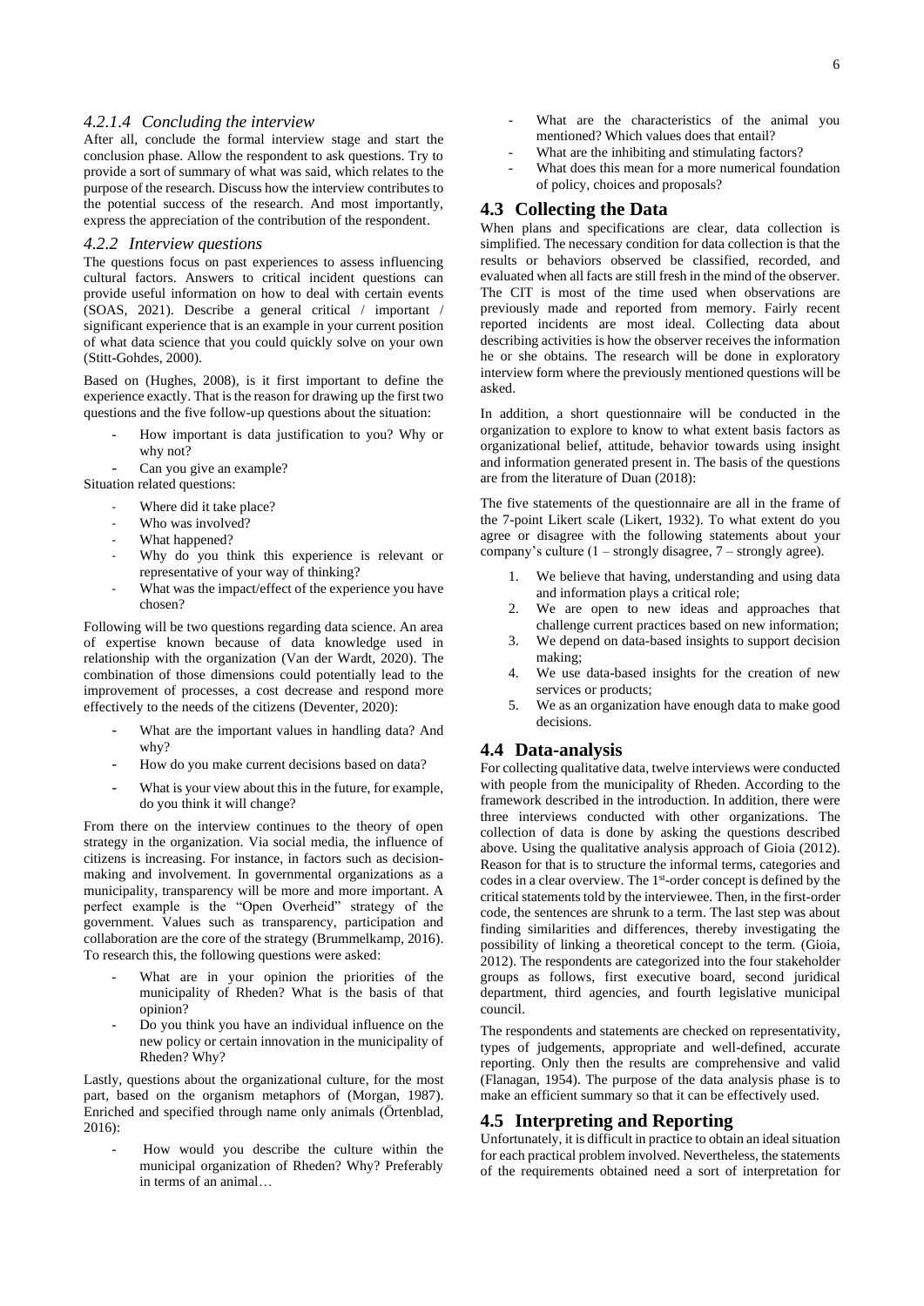#### 4.2.1.4 Concluding the interview

After all, conclude the formal interview stage and start the conclusion phase. Allow the respondent to ask questions. Try to provide a sort of summary of what was said, which relates to the purpose of the research. Discuss how the interview contributes to the potential success of the research. And most importantly, express the appreciation of the contribution of the respondent.

### 4.2.2 Interview questions

The questions focus on past experiences to assess influencing cultural factors. Answers to critical incident questions can provide useful information on how to deal with certain events (SOAS, 2021). Describe a general critical / important / significant experience that is an example in your current position of what data science that you could quickly solve on your own (Stitt-Gohdes, 2000).

Based on (Hughes, 2008), is it first important to define the experience exactly. That is the reason for drawing up the first two questions and the five follow-up questions about the situation:

- How important is data justification to you? Why or why not?
- Can you give an example?

Situation related questions:

- Where did it take place?
- Who was involved?
- What happened?
- Why do you think this experience is relevant or representative of your way of thinking?
- What was the impact/effect of the experience you have chosen?

Following will be two questions regarding data science. An area of expertise known because of data knowledge used in relationship with the organization (Van der Wardt, 2020). The combination of those dimensions could potentially lead to the improvement of processes, a cost decrease and respond more effectively to the needs of the citizens (Deventer, 2020):

- What are the important values in handling data? And why?
- How do you make current decisions based on data?
- What is your view about this in the future, for example, do you think it will change?

From there on the interview continues to the theory of open strategy in the organization. Via social media, the influence of citizens is increasing. For instance, in factors such as decision-making and involvement. In governmental organizations as a municipality, transparency will be more and more important. A perfect example is the "Open Overheid" strategy of the government. Values such as transparency, participation and collaboration are the core of the strategy (Brummelkamp, 2016). To research this, the following questions were asked:

- What are in your opinion the priorities of the municipality of Rheden? What is the basis of that opinion?
- Do you think you have an individual influence on the new policy or certain innovation in the municipality of Rheden? Why?

Lastly, questions about the organizational culture, for the most part, based on the organism metaphors of (Morgan, 1987). Enriched and specified through name only animals (Örtenblad, 2016):

- How would you describe the culture within the municipal organization of Rheden? Why? Preferably in terms of an animal…
- What are the characteristics of the animal you mentioned? Which values does that entail?
- What are the inhibiting and stimulating factors?
- What does this mean for a more numerical foundation of policy, choices and proposals?

## 4.3 Collecting the Data

When plans and specifications are clear, data collection is simplified. The necessary condition for data collection is that the results or behaviors observed be classified, recorded, and evaluated when all facts are still fresh in the mind of the observer. The CIT is most of the time used when observations are previously made and reported from memory. Fairly recent reported incidents are most ideal. Collecting data about describing activities is how the observer receives the information he or she obtains. The research will be done in exploratory interview form where the previously mentioned questions will be asked.

In addition, a short questionnaire will be conducted in the organization to explore to know to what extent basis factors as organizational belief, attitude, behavior towards using insight and information generated present in. The basis of the questions are from the literature of Duan (2018):

The five statements of the questionnaire are all in the frame of the 7-point Likert scale (Likert, 1932). To what extent do you agree or disagree with the following statements about your company's culture (1 – strongly disagree, 7 – strongly agree).

1. We believe that having, understanding and using data and information plays a critical role;
2. We are open to new ideas and approaches that challenge current practices based on new information;
3. We depend on data-based insights to support decision making;
4. We use data-based insights for the creation of new services or products;
5. We as an organization have enough data to make good decisions.

## 4.4 Data-analysis

For collecting qualitative data, twelve interviews were conducted with people from the municipality of Rheden. According to the framework described in the introduction. In addition, there were three interviews conducted with other organizations. The collection of data is done by asking the questions described above. Using the qualitative analysis approach of Gioia (2012). Reason for that is to structure the informal terms, categories and codes in a clear overview. The 1st-order concept is defined by the critical statements told by the interviewee. Then, in the first-order code, the sentences are shrunk to a term. The last step was about finding similarities and differences, thereby investigating the possibility of linking a theoretical concept to the term. (Gioia, 2012). The respondents are categorized into the four stakeholder groups as follows, first executive board, second juridical department, third agencies, and fourth legislative municipal council.

The respondents and statements are checked on representativity, types of judgements, appropriate and well-defined, accurate reporting. Only then the results are comprehensive and valid (Flanagan, 1954). The purpose of the data analysis phase is to make an efficient summary so that it can be effectively used.

## 4.5 Interpreting and Reporting

Unfortunately, it is difficult in practice to obtain an ideal situation for each practical problem involved. Nevertheless, the statements of the requirements obtained need a sort of interpretation for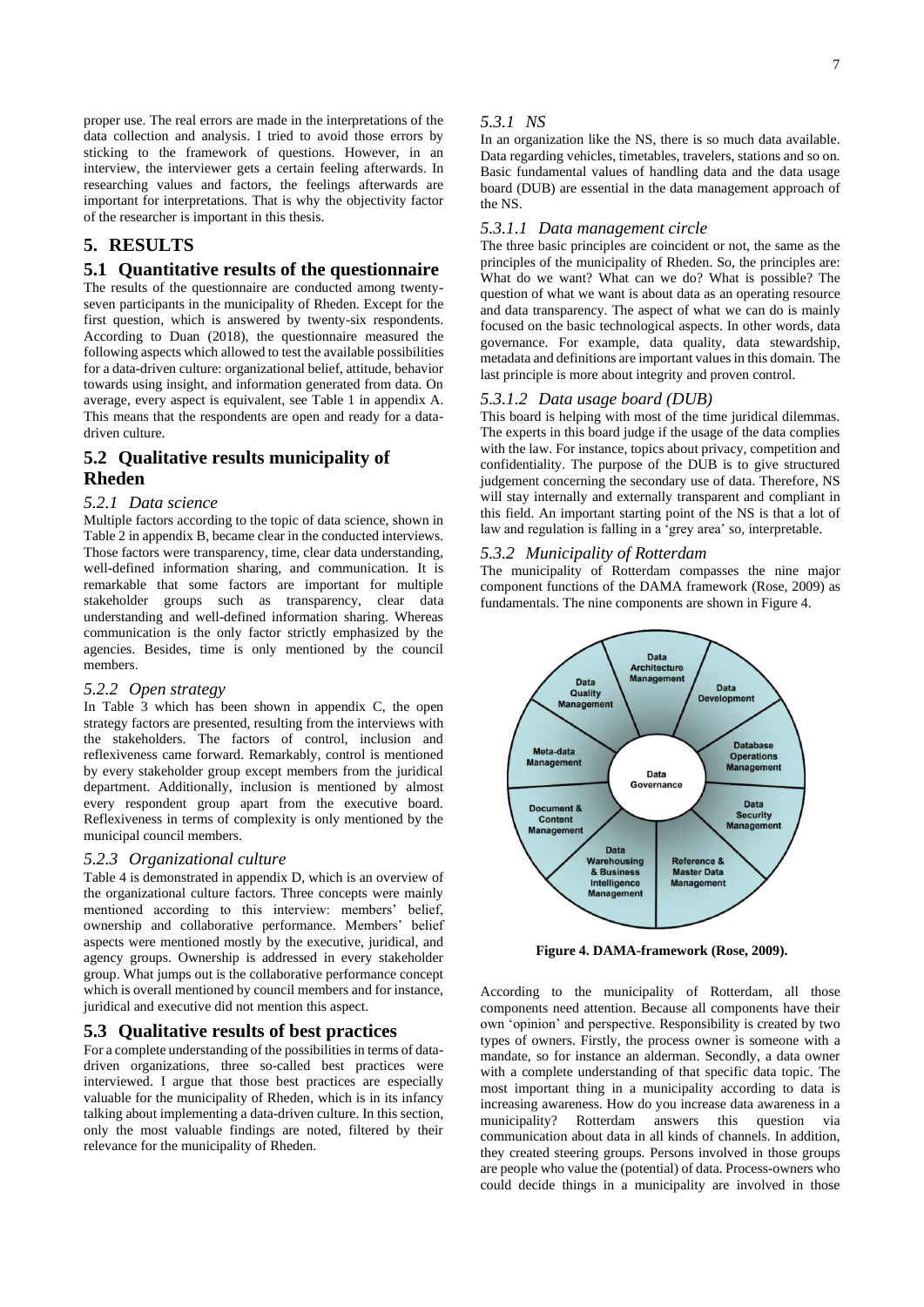proper use. The real errors are made in the interpretations of the data collection and analysis. I tried to avoid those errors by sticking to the framework of questions. However, in an interview, the interviewer gets a certain feeling afterwards. In researching values and factors, the feelings afterwards are important for interpretations. That is why the objectivity factor of the researcher is important in this thesis.

# 5. RESULTS

## 5.1 Quantitative results of the questionnaire

The results of the questionnaire are conducted among twenty-seven participants in the municipality of Rheden. Except for the first question, which is answered by twenty-six respondents. According to Duan (2018), the questionnaire measured the following aspects which allowed to test the available possibilities for a data-driven culture: organizational belief, attitude, behavior towards using insight, and information generated from data. On average, every aspect is equivalent, see Table 1 in appendix A. This means that the respondents are open and ready for a data-driven culture.

## 5.2 Qualitative results municipality of Rheden

### *5.2.1 Data science*

Multiple factors according to the topic of data science, shown in Table 2 in appendix B, became clear in the conducted interviews. Those factors were transparency, time, clear data understanding, well-defined information sharing, and communication. It is remarkable that some factors are important for multiple stakeholder groups such as transparency, clear data understanding and well-defined information sharing. Whereas communication is the only factor strictly emphasized by the agencies. Besides, time is only mentioned by the council members.

### *5.2.2 Open strategy*

In Table 3 which has been shown in appendix C, the open strategy factors are presented, resulting from the interviews with the stakeholders. The factors of control, inclusion and reflexiveness came forward. Remarkably, control is mentioned by every stakeholder group except members from the juridical department. Additionally, inclusion is mentioned by almost every respondent group apart from the executive board. Reflexiveness in terms of complexity is only mentioned by the municipal council members.

### *5.2.3 Organizational culture*

Table 4 is demonstrated in appendix D, which is an overview of the organizational culture factors. Three concepts were mainly mentioned according to this interview: members' belief, ownership and collaborative performance. Members' belief aspects were mentioned mostly by the executive, juridical, and agency groups. Ownership is addressed in every stakeholder group. What jumps out is the collaborative performance concept which is overall mentioned by council members and for instance, juridical and executive did not mention this aspect.

## 5.3 Qualitative results of best practices

For a complete understanding of the possibilities in terms of data-driven organizations, three so-called best practices were interviewed. I argue that those best practices are especially valuable for the municipality of Rheden, which is in its infancy talking about implementing a data-driven culture. In this section, only the most valuable findings are noted, filtered by their relevance for the municipality of Rheden.

### *5.3.1 NS*

In an organization like the NS, there is so much data available. Data regarding vehicles, timetables, travelers, stations and so on. Basic fundamental values of handling data and the data usage board (DUB) are essential in the data management approach of the NS.

#### *5.3.1.1 Data management circle*

The three basic principles are coincident or not, the same as the principles of the municipality of Rheden. So, the principles are: What do we want? What can we do? What is possible? The question of what we want is about data as an operating resource and data transparency. The aspect of what we can do is mainly focused on the basic technological aspects. In other words, data governance. For example, data quality, data stewardship, metadata and definitions are important values in this domain. The last principle is more about integrity and proven control.

#### *5.3.1.2 Data usage board (DUB)*

This board is helping with most of the time juridical dilemmas. The experts in this board judge if the usage of the data complies with the law. For instance, topics about privacy, competition and confidentiality. The purpose of the DUB is to give structured judgement concerning the secondary use of data. Therefore, NS will stay internally and externally transparent and compliant in this field. An important starting point of the NS is that a lot of law and regulation is falling in a 'grey area' so, interpretable.

### *5.3.2 Municipality of Rotterdam*

The municipality of Rotterdam compasses the nine major component functions of the DAMA framework (Rose, 2009) as fundamentals. The nine components are shown in Figure 4.

**Figure 4. DAMA-framework (Rose, 2009).**

According to the municipality of Rotterdam, all those components need attention. Because all components have their own 'opinion' and perspective. Responsibility is created by two types of owners. Firstly, the process owner is someone with a mandate, so for instance an alderman. Secondly, a data owner with a complete understanding of that specific data topic. The most important thing in a municipality according to data is increasing awareness. How do you increase data awareness in a municipality? Rotterdam answers this question via communication about data in all kinds of channels. In addition, they created steering groups. Persons involved in those groups are people who value the (potential) of data. Process-owners who could decide things in a municipality are involved in those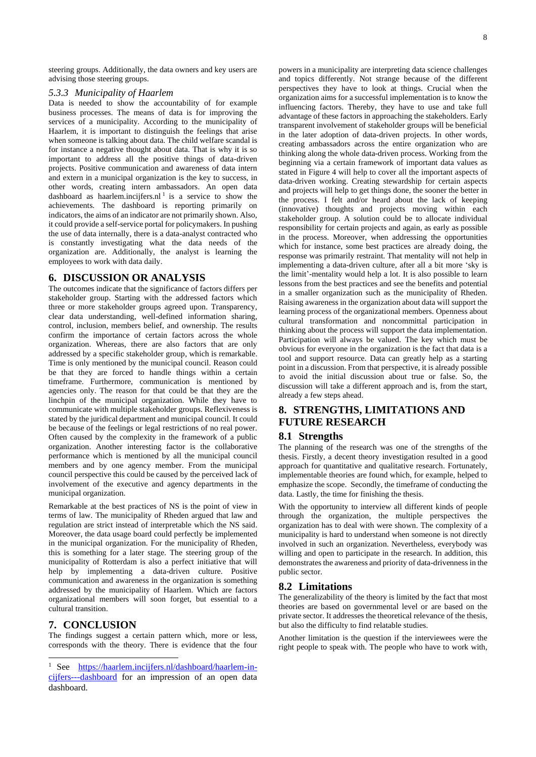steering groups. Additionally, the data owners and key users are advising those steering groups.

### *5.3.3 Municipality of Haarlem*

Data is needed to show the accountability of for example business processes. The means of data is for improving the services of a municipality. According to the municipality of Haarlem, it is important to distinguish the feelings that arise when someone is talking about data. The child welfare scandal is for instance a negative thought about data. That is why it is so important to address all the positive things of data-driven projects. Positive communication and awareness of data intern and extern in a municipal organization is the key to success, in other words, creating intern ambassadors. An open data dashboard as haarlem.incijfers.nl [1] is a service to show the achievements. The dashboard is reporting primarily on indicators, the aims of an indicator are not primarily shown. Also, it could provide a self-service portal for policymakers. In pushing the use of data internally, there is a data-analyst contracted who is constantly investigating what the data needs of the organization are. Additionally, the analyst is learning the employees to work with data daily.

## 6. DISCUSSION OR ANALYSIS

The outcomes indicate that the significance of factors differs per stakeholder group. Starting with the addressed factors which three or more stakeholder groups agreed upon. Transparency, clear data understanding, well-defined information sharing, control, inclusion, members belief, and ownership. The results confirm the importance of certain factors across the whole organization. Whereas, there are also factors that are only addressed by a specific stakeholder group, which is remarkable. Time is only mentioned by the municipal council. Reason could be that they are forced to handle things within a certain timeframe. Furthermore, communication is mentioned by agencies only. The reason for that could be that they are the linchpin of the municipal organization. While they have to communicate with multiple stakeholder groups. Reflexiveness is stated by the juridical department and municipal council. It could be because of the feelings or legal restrictions of no real power. Often caused by the complexity in the framework of a public organization. Another interesting factor is the collaborative performance which is mentioned by all the municipal council members and by one agency member. From the municipal council perspective this could be caused by the perceived lack of involvement of the executive and agency departments in the municipal organization.

Remarkable at the best practices of NS is the point of view in terms of law. The municipality of Rheden argued that law and regulation are strict instead of interpretable which the NS said. Moreover, the data usage board could perfectly be implemented in the municipal organization. For the municipality of Rheden, this is something for a later stage. The steering group of the municipality of Rotterdam is also a perfect initiative that will help by implementing a data-driven culture. Positive communication and awareness in the organization is something addressed by the municipality of Haarlem. Which are factors organizational members will soon forget, but essential to a cultural transition.

## 7. CONCLUSION

The findings suggest a certain pattern which, more or less, corresponds with the theory. There is evidence that the four powers in a municipality are interpreting data science challenges and topics differently. Not strange because of the different perspectives they have to look at things. Crucial when the organization aims for a successful implementation is to know the influencing factors. Thereby, they have to use and take full advantage of these factors in approaching the stakeholders. Early transparent involvement of stakeholder groups will be beneficial in the later adoption of data-driven projects. In other words, creating ambassadors across the entire organization who are thinking along the whole data-driven process. Working from the beginning via a certain framework of important data values as stated in Figure 4 will help to cover all the important aspects of data-driven working. Creating stewardship for certain aspects and projects will help to get things done, the sooner the better in the process. I felt and/or heard about the lack of keeping (innovative) thoughts and projects moving within each stakeholder group. A solution could be to allocate individual responsibility for certain projects and again, as early as possible in the process. Moreover, when addressing the opportunities which for instance, some best practices are already doing, the response was primarily restraint. That mentality will not help in implementing a data-driven culture, after all a bit more 'sky is the limit'-mentality would help a lot. It is also possible to learn lessons from the best practices and see the benefits and potential in a smaller organization such as the municipality of Rheden. Raising awareness in the organization about data will support the learning process of the organizational members. Openness about cultural transformation and noncommittal participation in thinking about the process will support the data implementation. Participation will always be valued. The key which must be obvious for everyone in the organization is the fact that data is a tool and support resource. Data can greatly help as a starting point in a discussion. From that perspective, it is already possible to avoid the initial discussion about true or false. So, the discussion will take a different approach and is, from the start, already a few steps ahead.

## 8. STRENGTHS, LIMITATIONS AND FUTURE RESEARCH

### 8.1 Strengths

The planning of the research was one of the strengths of the thesis. Firstly, a decent theory investigation resulted in a good approach for quantitative and qualitative research. Fortunately, implementable theories are found which, for example, helped to emphasize the scope. Secondly, the timeframe of conducting the data. Lastly, the time for finishing the thesis.

With the opportunity to interview all different kinds of people through the organization, the multiple perspectives the organization has to deal with were shown. The complexity of a municipality is hard to understand when someone is not directly involved in such an organization. Nevertheless, everybody was willing and open to participate in the research. In addition, this demonstrates the awareness and priority of data-drivenness in the public sector.

### 8.2 Limitations

The generalizability of the theory is limited by the fact that most theories are based on governmental level or are based on the private sector. It addresses the theoretical relevance of the thesis, but also the difficulty to find relatable studies.

Another limitation is the question if the interviewees were the right people to speak with. The people who have to work with,

[1] See https://haarlem.incijfers.nl/dashboard/haarlem-in-cijfers---dashboard for an impression of an open data dashboard.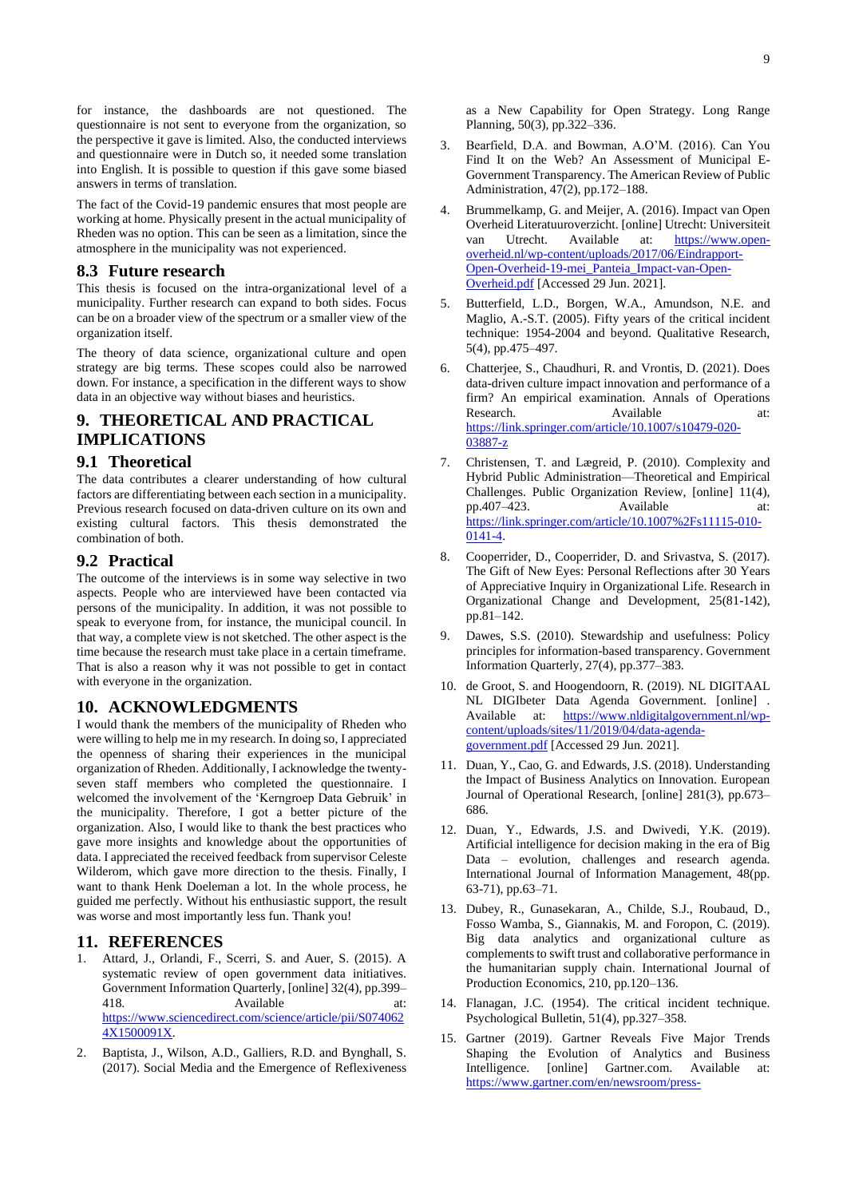for instance, the dashboards are not questioned. The questionnaire is not sent to everyone from the organization, so the perspective it gave is limited. Also, the conducted interviews and questionnaire were in Dutch so, it needed some translation into English. It is possible to question if this gave some biased answers in terms of translation.

The fact of the Covid-19 pandemic ensures that most people are working at home. Physically present in the actual municipality of Rheden was no option. This can be seen as a limitation, since the atmosphere in the municipality was not experienced.

### 8.3 Future research

This thesis is focused on the intra-organizational level of a municipality. Further research can expand to both sides. Focus can be on a broader view of the spectrum or a smaller view of the organization itself.

The theory of data science, organizational culture and open strategy are big terms. These scopes could also be narrowed down. For instance, a specification in the different ways to show data in an objective way without biases and heuristics.

## 9. THEORETICAL AND PRACTICAL IMPLICATIONS

### 9.1 Theoretical

The data contributes a clearer understanding of how cultural factors are differentiating between each section in a municipality. Previous research focused on data-driven culture on its own and existing cultural factors. This thesis demonstrated the combination of both.

### 9.2 Practical

The outcome of the interviews is in some way selective in two aspects. People who are interviewed have been contacted via persons of the municipality. In addition, it was not possible to speak to everyone from, for instance, the municipal council. In that way, a complete view is not sketched. The other aspect is the time because the research must take place in a certain timeframe. That is also a reason why it was not possible to get in contact with everyone in the organization.

## 10. ACKNOWLEDGMENTS

I would thank the members of the municipality of Rheden who were willing to help me in my research. In doing so, I appreciated the openness of sharing their experiences in the municipal organization of Rheden. Additionally, I acknowledge the twenty-seven staff members who completed the questionnaire. I welcomed the involvement of the 'Kerngroep Data Gebruik' in the municipality. Therefore, I got a better picture of the organization. Also, I would like to thank the best practices who gave more insights and knowledge about the opportunities of data. I appreciated the received feedback from supervisor Celeste Wilderom, which gave more direction to the thesis. Finally, I want to thank Henk Doeleman a lot. In the whole process, he guided me perfectly. Without his enthusiastic support, the result was worse and most importantly less fun. Thank you!

## 11. REFERENCES

1. Attard, J., Orlandi, F., Scerri, S. and Auer, S. (2015). A systematic review of open government data initiatives. Government Information Quarterly, [online] 32(4), pp.399–418. Available at: https://www.sciencedirect.com/science/article/pii/S0740624X1500091X.
2. Baptista, J., Wilson, A.D., Galliers, R.D. and Bynghall, S. (2017). Social Media and the Emergence of Reflexiveness as a New Capability for Open Strategy. Long Range Planning, 50(3), pp.322–336.
3. Bearfield, D.A. and Bowman, A.O'M. (2016). Can You Find It on the Web? An Assessment of Municipal E-Government Transparency. The American Review of Public Administration, 47(2), pp.172–188.
4. Brummelkamp, G. and Meijer, A. (2016). Impact van Open Overheid Literatuuroverzicht. [online] Utrecht: Universiteit van Utrecht. Available at: https://www.open-overheid.nl/wp-content/uploads/2017/06/Eindrapport-Open-Overheid-19-mei_Panteia_Impact-van-Open-Overheid.pdf [Accessed 29 Jun. 2021].
5. Butterfield, L.D., Borgen, W.A., Amundson, N.E. and Maglio, A.-S.T. (2005). Fifty years of the critical incident technique: 1954-2004 and beyond. Qualitative Research, 5(4), pp.475–497.
6. Chatterjee, S., Chaudhuri, R. and Vrontis, D. (2021). Does data-driven culture impact innovation and performance of a firm? An empirical examination. Annals of Operations Research. Available at: https://link.springer.com/article/10.1007/s10479-020-03887-z
7. Christensen, T. and Lægreid, P. (2010). Complexity and Hybrid Public Administration—Theoretical and Empirical Challenges. Public Organization Review, [online] 11(4), pp.407–423. Available at: https://link.springer.com/article/10.1007%2Fs11115-010-0141-4.
8. Cooperrider, D., Cooperrider, D. and Srivastva, S. (2017). The Gift of New Eyes: Personal Reflections after 30 Years of Appreciative Inquiry in Organizational Life. Research in Organizational Change and Development, 25(81-142), pp.81–142.
9. Dawes, S.S. (2010). Stewardship and usefulness: Policy principles for information-based transparency. Government Information Quarterly, 27(4), pp.377–383.
10. de Groot, S. and Hoogendoorn, R. (2019). NL DIGITAAL NL DIGIbeter Data Agenda Government. [online] . Available at: https://www.nldigitalgovernment.nl/wp-content/uploads/sites/11/2019/04/data-agenda-government.pdf [Accessed 29 Jun. 2021].
11. Duan, Y., Cao, G. and Edwards, J.S. (2018). Understanding the Impact of Business Analytics on Innovation. European Journal of Operational Research, [online] 281(3), pp.673–686.
12. Duan, Y., Edwards, J.S. and Dwivedi, Y.K. (2019). Artificial intelligence for decision making in the era of Big Data – evolution, challenges and research agenda. International Journal of Information Management, 48(pp. 63-71), pp.63–71.
13. Dubey, R., Gunasekaran, A., Childe, S.J., Roubaud, D., Fosso Wamba, S., Giannakis, M. and Foropon, C. (2019). Big data analytics and organizational culture as complements to swift trust and collaborative performance in the humanitarian supply chain. International Journal of Production Economics, 210, pp.120–136.
14. Flanagan, J.C. (1954). The critical incident technique. Psychological Bulletin, 51(4), pp.327–358.
15. Gartner (2019). Gartner Reveals Five Major Trends Shaping the Evolution of Analytics and Business Intelligence. [online] Gartner.com. Available at: https://www.gartner.com/en/newsroom/press-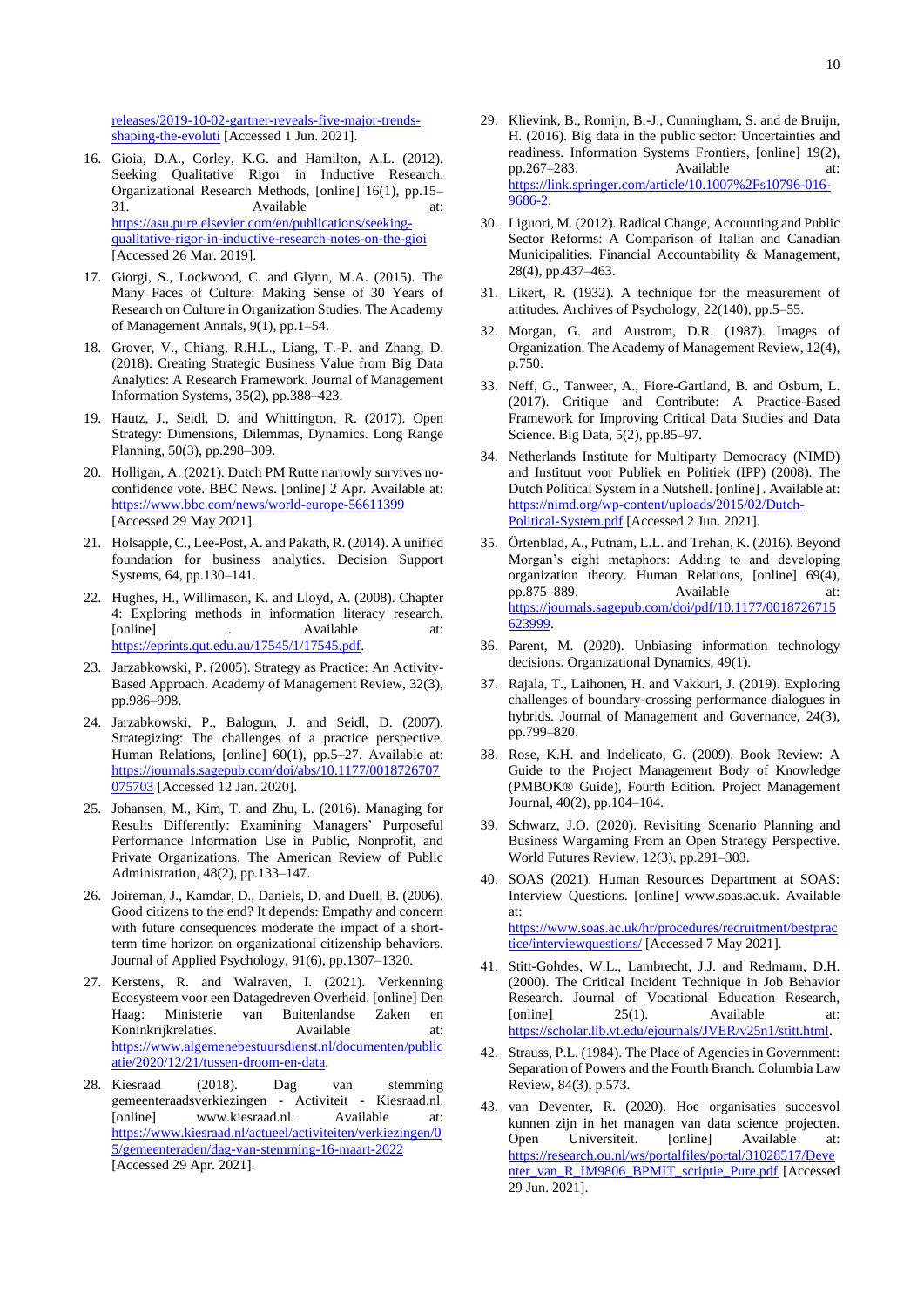releases/2019-10-02-gartner-reveals-five-major-trends-shaping-the-evoluti [Accessed 1 Jun. 2021].

16. Gioia, D.A., Corley, K.G. and Hamilton, A.L. (2012). Seeking Qualitative Rigor in Inductive Research. Organizational Research Methods, [online] 16(1), pp.15–31. Available at: https://asu.pure.elsevier.com/en/publications/seeking-qualitative-rigor-in-inductive-research-notes-on-the-gioi [Accessed 26 Mar. 2019].
17. Giorgi, S., Lockwood, C. and Glynn, M.A. (2015). The Many Faces of Culture: Making Sense of 30 Years of Research on Culture in Organization Studies. The Academy of Management Annals, 9(1), pp.1–54.
18. Grover, V., Chiang, R.H.L., Liang, T.-P. and Zhang, D. (2018). Creating Strategic Business Value from Big Data Analytics: A Research Framework. Journal of Management Information Systems, 35(2), pp.388–423.
19. Hautz, J., Seidl, D. and Whittington, R. (2017). Open Strategy: Dimensions, Dilemmas, Dynamics. Long Range Planning, 50(3), pp.298–309.
20. Holligan, A. (2021). Dutch PM Rutte narrowly survives no-confidence vote. BBC News. [online] 2 Apr. Available at: https://www.bbc.com/news/world-europe-56611399 [Accessed 29 May 2021].
21. Holsapple, C., Lee-Post, A. and Pakath, R. (2014). A unified foundation for business analytics. Decision Support Systems, 64, pp.130–141.
22. Hughes, H., Willimason, K. and Lloyd, A. (2008). Chapter 4: Exploring methods in information literacy research. [online] . Available at: https://eprints.qut.edu.au/17545/1/17545.pdf.
23. Jarzabkowski, P. (2005). Strategy as Practice: An Activity-Based Approach. Academy of Management Review, 32(3), pp.986–998.
24. Jarzabkowski, P., Balogun, J. and Seidl, D. (2007). Strategizing: The challenges of a practice perspective. Human Relations, [online] 60(1), pp.5–27. Available at: https://journals.sagepub.com/doi/abs/10.1177/0018726707075703 [Accessed 12 Jan. 2020].
25. Johansen, M., Kim, T. and Zhu, L. (2016). Managing for Results Differently: Examining Managers' Purposeful Performance Information Use in Public, Nonprofit, and Private Organizations. The American Review of Public Administration, 48(2), pp.133–147.
26. Joireman, J., Kamdar, D., Daniels, D. and Duell, B. (2006). Good citizens to the end? It depends: Empathy and concern with future consequences moderate the impact of a short-term time horizon on organizational citizenship behaviors. Journal of Applied Psychology, 91(6), pp.1307–1320.
27. Kerstens, R. and Walraven, I. (2021). Verkenning Ecosysteem voor een Datagedreven Overheid. [online] Den Haag: Ministerie van Buitenlandse Zaken en Koninkrijkrelaties. Available at: https://www.algemenebestuursdienst.nl/documenten/publicatie/2020/12/21/tussen-droom-en-data.
28. Kiesraad (2018). Dag van stemming gemeenteraadsverkiezingen - Activiteit - Kiesraad.nl. [online] www.kiesraad.nl. Available at: https://www.kiesraad.nl/actueel/activiteiten/verkiezingen/05/gemeenteraden/dag-van-stemming-16-maart-2022 [Accessed 29 Apr. 2021].
29. Klievink, B., Romijn, B.-J., Cunningham, S. and de Bruijn, H. (2016). Big data in the public sector: Uncertainties and readiness. Information Systems Frontiers, [online] 19(2), pp.267–283. Available at: https://link.springer.com/article/10.1007%2Fs10796-016-9686-2.
30. Liguori, M. (2012). Radical Change, Accounting and Public Sector Reforms: A Comparison of Italian and Canadian Municipalities. Financial Accountability & Management, 28(4), pp.437–463.
31. Likert, R. (1932). A technique for the measurement of attitudes. Archives of Psychology, 22(140), pp.5–55.
32. Morgan, G. and Austrom, D.R. (1987). Images of Organization. The Academy of Management Review, 12(4), p.750.
33. Neff, G., Tanweer, A., Fiore-Gartland, B. and Osburn, L. (2017). Critique and Contribute: A Practice-Based Framework for Improving Critical Data Studies and Data Science. Big Data, 5(2), pp.85–97.
34. Netherlands Institute for Multiparty Democracy (NIMD) and Instituut voor Publiek en Politiek (IPP) (2008). The Dutch Political System in a Nutshell. [online] . Available at: https://nimd.org/wp-content/uploads/2015/02/Dutch-Political-System.pdf [Accessed 2 Jun. 2021].
35. Örtenblad, A., Putnam, L.L. and Trehan, K. (2016). Beyond Morgan's eight metaphors: Adding to and developing organization theory. Human Relations, [online] 69(4), pp.875–889. Available at: https://journals.sagepub.com/doi/pdf/10.1177/0018726715623999.
36. Parent, M. (2020). Unbiasing information technology decisions. Organizational Dynamics, 49(1).
37. Rajala, T., Laihonen, H. and Vakkuri, J. (2019). Exploring challenges of boundary-crossing performance dialogues in hybrids. Journal of Management and Governance, 24(3), pp.799–820.
38. Rose, K.H. and Indelicato, G. (2009). Book Review: A Guide to the Project Management Body of Knowledge (PMBOK® Guide), Fourth Edition. Project Management Journal, 40(2), pp.104–104.
39. Schwarz, J.O. (2020). Revisiting Scenario Planning and Business Wargaming From an Open Strategy Perspective. World Futures Review, 12(3), pp.291–303.
40. SOAS (2021). Human Resources Department at SOAS: Interview Questions. [online] www.soas.ac.uk. Available at: https://www.soas.ac.uk/hr/procedures/recruitment/bestpractice/interviewquestions/ [Accessed 7 May 2021].
41. Stitt-Gohdes, W.L., Lambrecht, J.J. and Redmann, D.H. (2000). The Critical Incident Technique in Job Behavior Research. Journal of Vocational Education Research, [online] 25(1). Available at: https://scholar.lib.vt.edu/ejournals/JVER/v25n1/stitt.html.
42. Strauss, P.L. (1984). The Place of Agencies in Government: Separation of Powers and the Fourth Branch. Columbia Law Review, 84(3), p.573.
43. van Deventer, R. (2020). Hoe organisaties succesvol kunnen zijn in het managen van data science projecten. Open Universiteit. [online] Available at: https://research.ou.nl/ws/portalfiles/portal/31028517/Deventer_van_R_IM9806_BPMIT_scriptie_Pure.pdf [Accessed 29 Jun. 2021].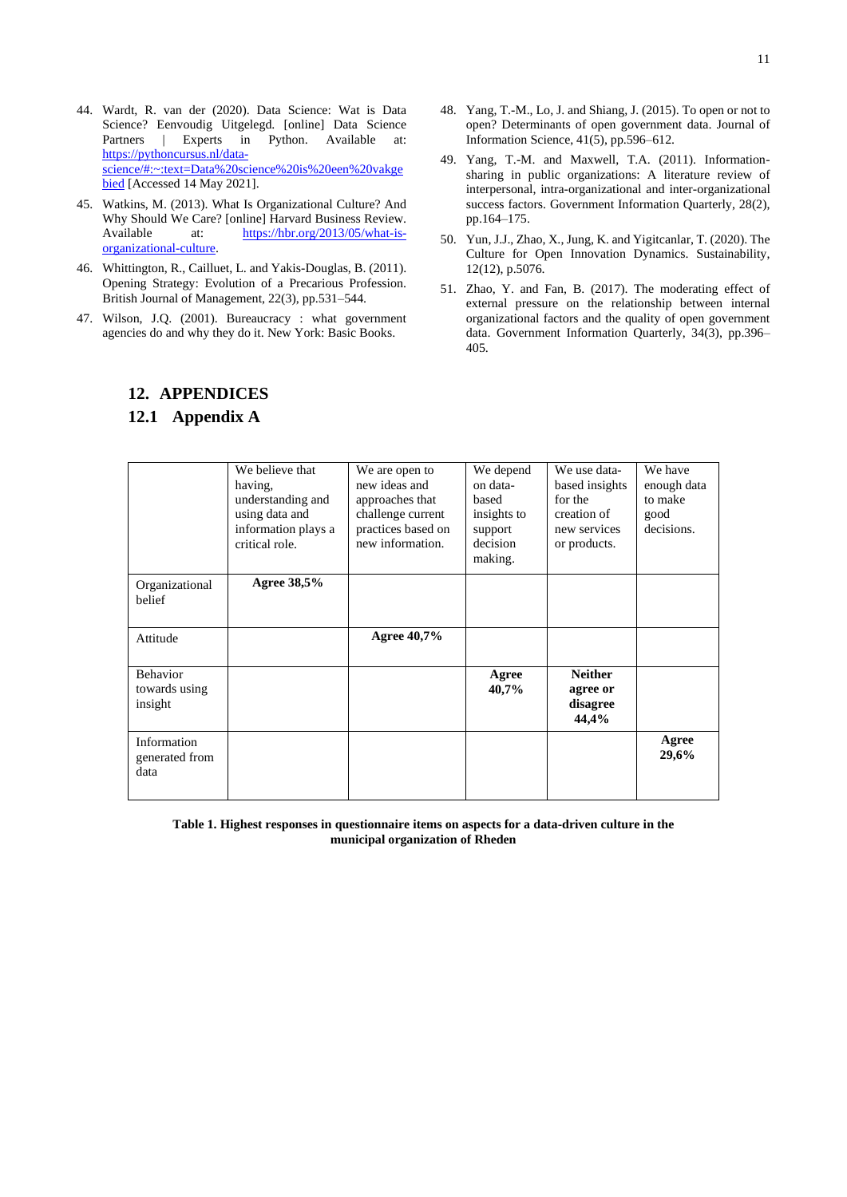44. Wardt, R. van der (2020). Data Science: Wat is Data Science? Eenvoudig Uitgelegd. [online] Data Science Partners | Experts in Python. Available at: https://pythoncursus.nl/data-science/#:~:text=Data%20science%20is%20een%20vakgebied [Accessed 14 May 2021].
45. Watkins, M. (2013). What Is Organizational Culture? And Why Should We Care? [online] Harvard Business Review. Available at: https://hbr.org/2013/05/what-is-organizational-culture.
46. Whittington, R., Cailluet, L. and Yakis-Douglas, B. (2011). Opening Strategy: Evolution of a Precarious Profession. British Journal of Management, 22(3), pp.531–544.
47. Wilson, J.Q. (2001). Bureaucracy : what government agencies do and why they do it. New York: Basic Books.
48. Yang, T.-M., Lo, J. and Shiang, J. (2015). To open or not to open? Determinants of open government data. Journal of Information Science, 41(5), pp.596–612.
49. Yang, T.-M. and Maxwell, T.A. (2011). Information-sharing in public organizations: A literature review of interpersonal, intra-organizational and inter-organizational success factors. Government Information Quarterly, 28(2), pp.164–175.
50. Yun, J.J., Zhao, X., Jung, K. and Yigitcanlar, T. (2020). The Culture for Open Innovation Dynamics. Sustainability, 12(12), p.5076.
51. Zhao, Y. and Fan, B. (2017). The moderating effect of external pressure on the relationship between internal organizational factors and the quality of open government data. Government Information Quarterly, 34(3), pp.396–405.

# 12. APPENDICES

## 12.1 Appendix A

| | We believe that having, understanding and using data and information plays a critical role. | We are open to new ideas and approaches that challenge current practices based on new information. | We depend on data-based insights to support decision making. | We use data-based insights for the creation of new services or products. | We have enough data to make good decisions. |
|---|---|---|---|---|---|
| Organizational belief | **Agree 38,5%** | | | | |
| Attitude | | **Agree 40,7%** | | | |
| Behavior towards using insight | | | **Agree 40,7%** | **Neither agree or disagree 44,4%** | |
| Information generated from data | | | | | **Agree 29,6%** |

**Table 1. Highest responses in questionnaire items on aspects for a data-driven culture in the municipal organization of Rheden**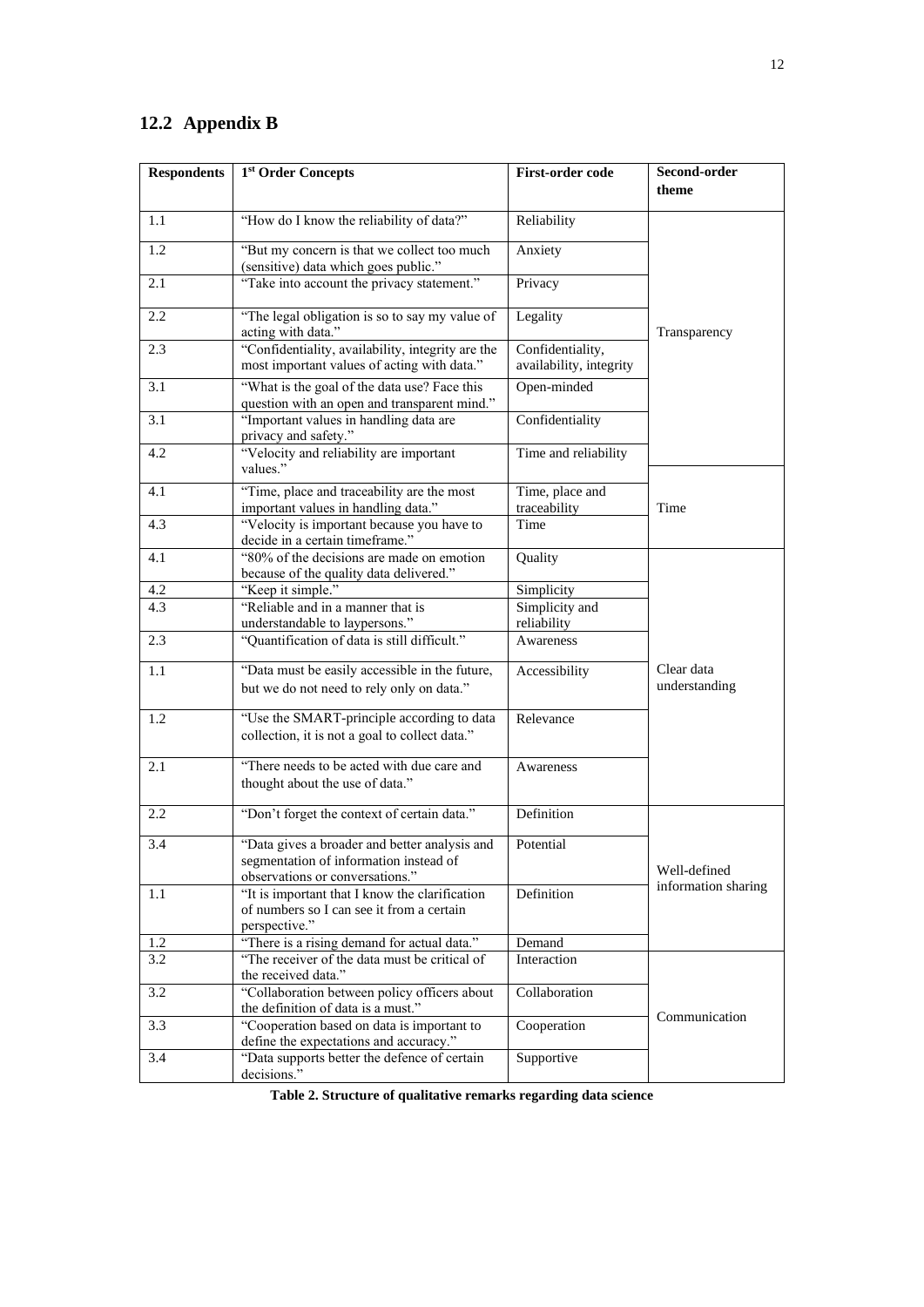## 12.2 Appendix B

| Respondents | 1st Order Concepts | First-order code | Second-order theme |
|---|---|---|---|
| 1.1 | "How do I know the reliability of data?" | Reliability | Transparency |
| 1.2 | "But my concern is that we collect too much (sensitive) data which goes public." | Anxiety | |
| 2.1 | "Take into account the privacy statement." | Privacy | |
| 2.2 | "The legal obligation is so to say my value of acting with data." | Legality | |
| 2.3 | "Confidentiality, availability, integrity are the most important values of acting with data." | Confidentiality, availability, integrity | |
| 3.1 | "What is the goal of the data use? Face this question with an open and transparent mind." | Open-minded | |
| 3.1 | "Important values in handling data are privacy and safety." | Confidentiality | |
| 4.2 | "Velocity and reliability are important values." | Time and reliability | |
| 4.1 | "Time, place and traceability are the most important values in handling data." | Time, place and traceability | Time |
| 4.3 | "Velocity is important because you have to decide in a certain timeframe." | Time | |
| 4.1 | "80% of the decisions are made on emotion because of the quality data delivered." | Quality | Clear data understanding |
| 4.2 | "Keep it simple." | Simplicity | |
| 4.3 | "Reliable and in a manner that is understandable to laypersons." | Simplicity and reliability | |
| 2.3 | "Quantification of data is still difficult." | Awareness | |
| 1.1 | "Data must be easily accessible in the future, but we do not need to rely only on data." | Accessibility | |
| 1.2 | "Use the SMART-principle according to data collection, it is not a goal to collect data." | Relevance | |
| 2.1 | "There needs to be acted with due care and thought about the use of data." | Awareness | |
| 2.2 | "Don't forget the context of certain data." | Definition | Well-defined information sharing |
| 3.4 | "Data gives a broader and better analysis and segmentation of information instead of observations or conversations." | Potential | |
| 1.1 | "It is important that I know the clarification of numbers so I can see it from a certain perspective." | Definition | |
| 1.2 | "There is a rising demand for actual data." | Demand | |
| 3.2 | "The receiver of the data must be critical of the received data." | Interaction | Communication |
| 3.2 | "Collaboration between policy officers about the definition of data is a must." | Collaboration | |
| 3.3 | "Cooperation based on data is important to define the expectations and accuracy." | Cooperation | |
| 3.4 | "Data supports better the defence of certain decisions." | Supportive | |

**Table 2. Structure of qualitative remarks regarding data science**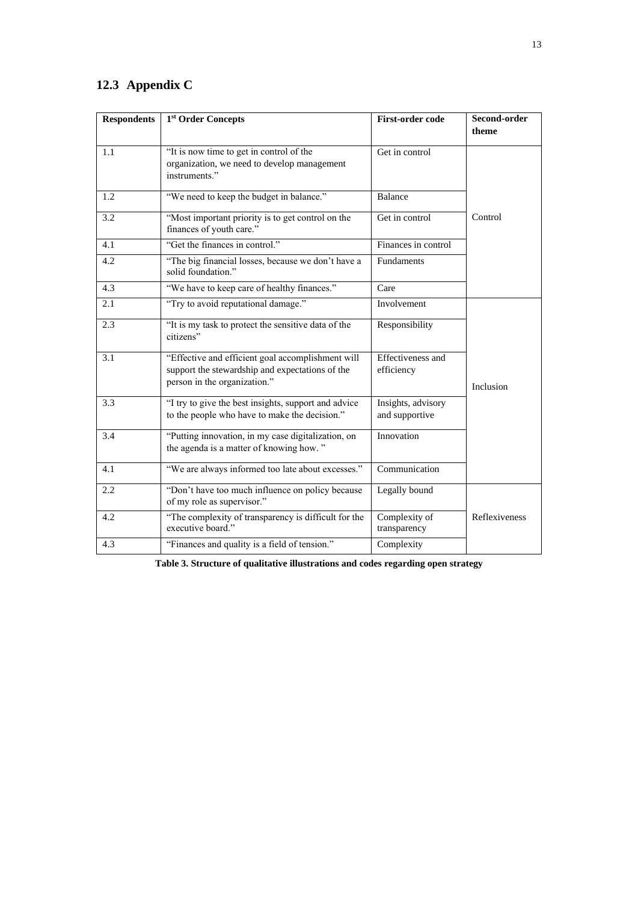## 12.3 Appendix C

| Respondents | 1st Order Concepts | First-order code | Second-order theme |
|---|---|---|---|
| 1.1 | "It is now time to get in control of the organization, we need to develop management instruments." | Get in control | Control |
| 1.2 | "We need to keep the budget in balance." | Balance | |
| 3.2 | "Most important priority is to get control on the finances of youth care." | Get in control | |
| 4.1 | "Get the finances in control." | Finances in control | |
| 4.2 | "The big financial losses, because we don't have a solid foundation." | Fundaments | |
| 4.3 | "We have to keep care of healthy finances." | Care | |
| 2.1 | "Try to avoid reputational damage." | Involvement | Inclusion |
| 2.3 | "It is my task to protect the sensitive data of the citizens" | Responsibility | |
| 3.1 | "Effective and efficient goal accomplishment will support the stewardship and expectations of the person in the organization." | Effectiveness and efficiency | |
| 3.3 | "I try to give the best insights, support and advice to the people who have to make the decision." | Insights, advisory and supportive | |
| 3.4 | "Putting innovation, in my case digitalization, on the agenda is a matter of knowing how. " | Innovation | |
| 4.1 | "We are always informed too late about excesses." | Communication | |
| 2.2 | "Don't have too much influence on policy because of my role as supervisor." | Legally bound | Reflexiveness |
| 4.2 | "The complexity of transparency is difficult for the executive board." | Complexity of transparency | |
| 4.3 | "Finances and quality is a field of tension." | Complexity | |

**Table 3. Structure of qualitative illustrations and codes regarding open strategy**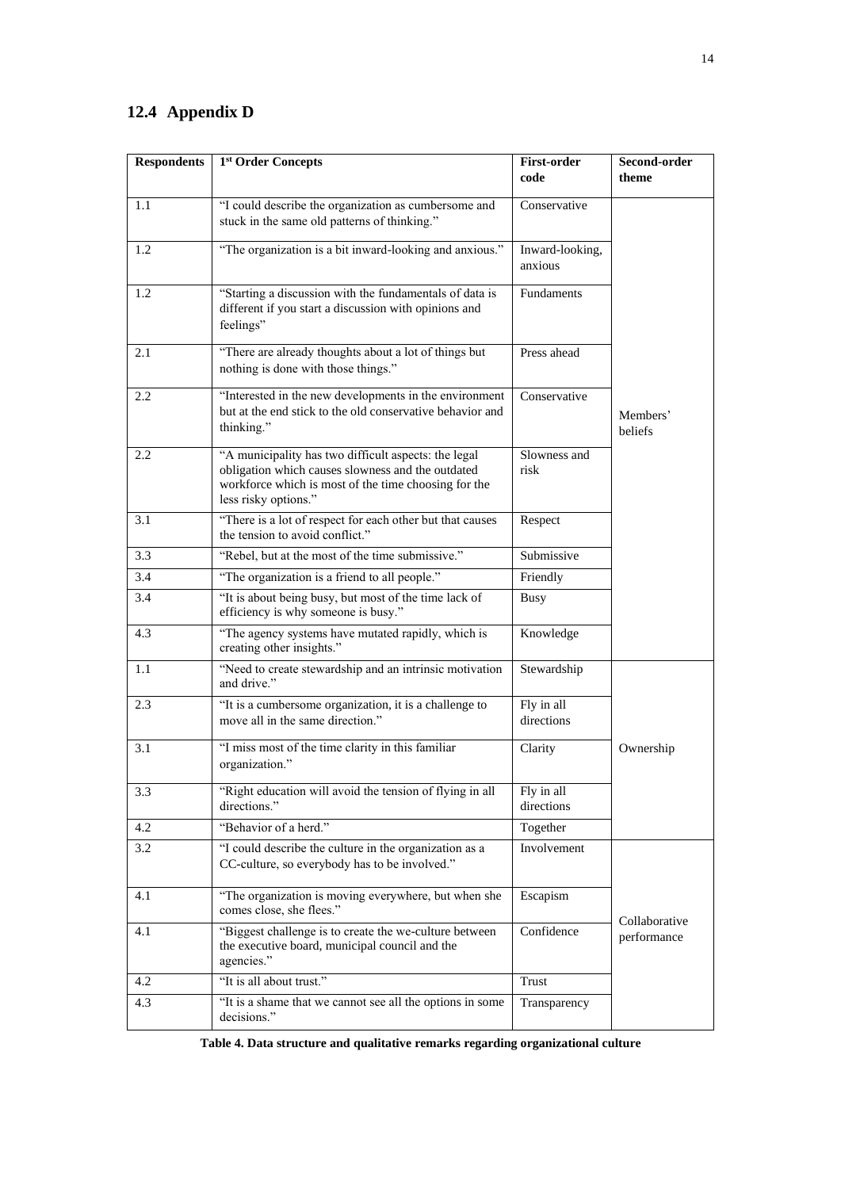## 12.4 Appendix D

| Respondents | 1st Order Concepts | First-order code | Second-order theme |
|---|---|---|---|
| 1.1 | "I could describe the organization as cumbersome and stuck in the same old patterns of thinking." | Conservative | Members' beliefs |
| 1.2 | "The organization is a bit inward-looking and anxious." | Inward-looking, anxious | |
| 1.2 | "Starting a discussion with the fundamentals of data is different if you start a discussion with opinions and feelings" | Fundaments | |
| 2.1 | "There are already thoughts about a lot of things but nothing is done with those things." | Press ahead | |
| 2.2 | "Interested in the new developments in the environment but at the end stick to the old conservative behavior and thinking." | Conservative | |
| 2.2 | "A municipality has two difficult aspects: the legal obligation which causes slowness and the outdated workforce which is most of the time choosing for the less risky options." | Slowness and risk | |
| 3.1 | "There is a lot of respect for each other but that causes the tension to avoid conflict." | Respect | |
| 3.3 | "Rebel, but at the most of the time submissive." | Submissive | |
| 3.4 | "The organization is a friend to all people." | Friendly | |
| 3.4 | "It is about being busy, but most of the time lack of efficiency is why someone is busy." | Busy | |
| 4.3 | "The agency systems have mutated rapidly, which is creating other insights." | Knowledge | |
| 1.1 | "Need to create stewardship and an intrinsic motivation and drive." | Stewardship | Ownership |
| 2.3 | "It is a cumbersome organization, it is a challenge to move all in the same direction." | Fly in all directions | |
| 3.1 | "I miss most of the time clarity in this familiar organization." | Clarity | |
| 3.3 | "Right education will avoid the tension of flying in all directions." | Fly in all directions | |
| 4.2 | "Behavior of a herd." | Together | |
| 3.2 | "I could describe the culture in the organization as a CC-culture, so everybody has to be involved." | Involvement | Collaborative performance |
| 4.1 | "The organization is moving everywhere, but when she comes close, she flees." | Escapism | |
| 4.1 | "Biggest challenge is to create the we-culture between the executive board, municipal council and the agencies." | Confidence | |
| 4.2 | "It is all about trust." | Trust | |
| 4.3 | "It is a shame that we cannot see all the options in some decisions." | Transparency | |

**Table 4. Data structure and qualitative remarks regarding organizational culture**